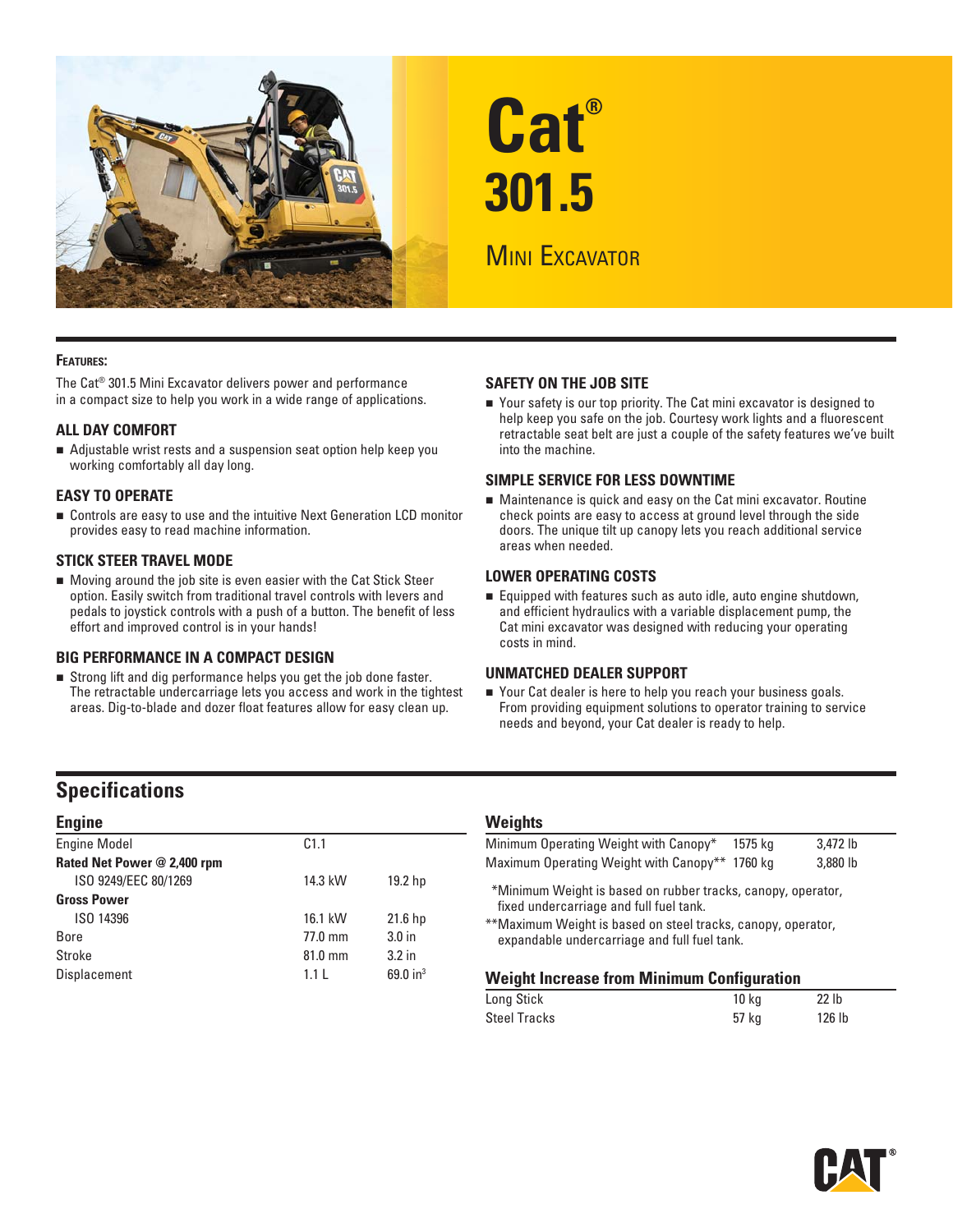# Cat® 301.5

## Mini Excavator

**Features:**

The Cat® 301.5 Mini Excavator delivers power and performance in a compact size to help you work in a wide range of applications.

### ALL DAY COMFORT

- Adjustable wrist rests and a suspension seat option help keep you working comfortably all day long.

### EASY TO OPERATE

- Controls are easy to use and the intuitive Next Generation LCD monitor provides easy to read machine information.

### STICK STEER TRAVEL MODE

- Moving around the job site is even easier with the Cat Stick Steer option. Easily switch from traditional travel controls with levers and pedals to joystick controls with a push of a button. The benefit of less effort and improved control is in your hands!

### BIG PERFORMANCE IN A COMPACT DESIGN

- Strong lift and dig performance helps you get the job done faster. The retractable undercarriage lets you access and work in the tightest areas. Dig-to-blade and dozer float features allow for easy clean up.

### SAFETY ON THE JOB SITE

- Your safety is our top priority. The Cat mini excavator is designed to help keep you safe on the job. Courtesy work lights and a fluorescent retractable seat belt are just a couple of the safety features we've built into the machine.

### SIMPLE SERVICE FOR LESS DOWNTIME

- Maintenance is quick and easy on the Cat mini excavator. Routine check points are easy to access at ground level through the side doors. The unique tilt up canopy lets you reach additional service areas when needed.

### LOWER OPERATING COSTS

- Equipped with features such as auto idle, auto engine shutdown, and efficient hydraulics with a variable displacement pump, the Cat mini excavator was designed with reducing your operating costs in mind.

### UNMATCHED DEALER SUPPORT

- Your Cat dealer is here to help you reach your business goals. From providing equipment solutions to operator training to service needs and beyond, your Cat dealer is ready to help.

## Specifications

### Engine

| | | |
|---|---|---|
| Engine Model | C1.1 | |
| **Rated Net Power @ 2,400 rpm** | | |
| ISO 9249/EEC 80/1269 | 14.3 kW | 19.2 hp |
| **Gross Power** | | |
| ISO 14396 | 16.1 kW | 21.6 hp |
| Bore | 77.0 mm | 3.0 in |
| Stroke | 81.0 mm | 3.2 in |
| Displacement | 1.1 L | 69.0 in³ |

### Weights

| | | |
|---|---|---|
| Minimum Operating Weight with Canopy* | 1575 kg | 3,472 lb |
| Maximum Operating Weight with Canopy** | 1760 kg | 3,880 lb |

*Minimum Weight is based on rubber tracks, canopy, operator, fixed undercarriage and full fuel tank.

**Maximum Weight is based on steel tracks, canopy, operator, expandable undercarriage and full fuel tank.

### Weight Increase from Minimum Configuration

| | | |
|---|---|---|
| Long Stick | 10 kg | 22 lb |
| Steel Tracks | 57 kg | 126 lb |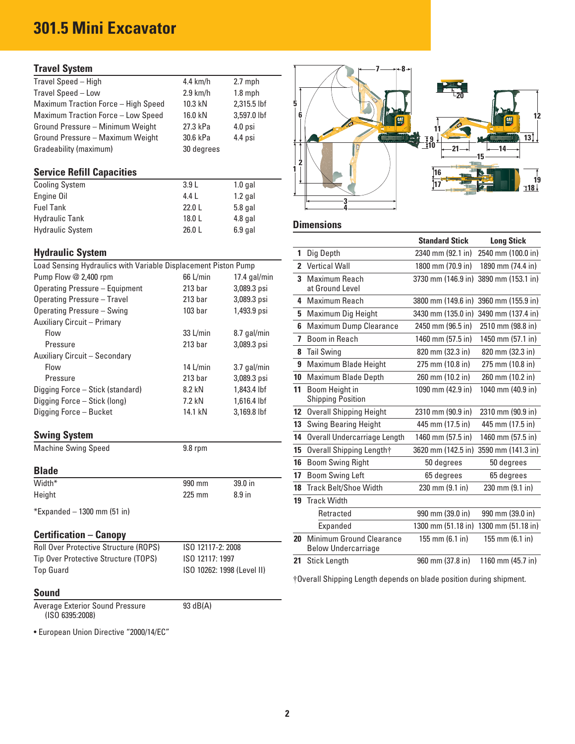# 301.5 Mini Excavator

## Travel System

| | | |
|---|---|---|
| Travel Speed – High | 4.4 km/h | 2.7 mph |
| Travel Speed – Low | 2.9 km/h | 1.8 mph |
| Maximum Traction Force – High Speed | 10.3 kN | 2,315.5 lbf |
| Maximum Traction Force – Low Speed | 16.0 kN | 3,597.0 lbf |
| Ground Pressure – Minimum Weight | 27.3 kPa | 4.0 psi |
| Ground Pressure – Maximum Weight | 30.6 kPa | 4.4 psi |
| Gradeability (maximum) | 30 degrees | |

## Service Refill Capacities

| | | |
|---|---|---|
| Cooling System | 3.9 L | 1.0 gal |
| Engine Oil | 4.4 L | 1.2 gal |
| Fuel Tank | 22.0 L | 5.8 gal |
| Hydraulic Tank | 18.0 L | 4.8 gal |
| Hydraulic System | 26.0 L | 6.9 gal |

## Hydraulic System

Load Sensing Hydraulics with Variable Displacement Piston Pump

| | | |
|---|---|---|
| Pump Flow @ 2,400 rpm | 66 L/min | 17.4 gal/min |
| Operating Pressure – Equipment | 213 bar | 3,089.3 psi |
| Operating Pressure – Travel | 213 bar | 3,089.3 psi |
| Operating Pressure – Swing | 103 bar | 1,493.9 psi |
| Auxiliary Circuit – Primary | | |
| Flow | 33 L/min | 8.7 gal/min |
| Pressure | 213 bar | 3,089.3 psi |
| Auxiliary Circuit – Secondary | | |
| Flow | 14 L/min | 3.7 gal/min |
| Pressure | 213 bar | 3,089.3 psi |
| Digging Force – Stick (standard) | 8.2 kN | 1,843.4 lbf |
| Digging Force – Stick (long) | 7.2 kN | 1,616.4 lbf |
| Digging Force – Bucket | 14.1 kN | 3,169.8 lbf |

## Swing System

| | |
|---|---|
| Machine Swing Speed | 9.8 rpm |

## Blade

| | | |
|---|---|---|
| Width* | 990 mm | 39.0 in |
| Height | 225 mm | 8.9 in |

*Expanded – 1300 mm (51 in)

## Certification – Canopy

| | |
|---|---|
| Roll Over Protective Structure (ROPS) | ISO 12117-2: 2008 |
| Tip Over Protective Structure (TOPS) | ISO 12117: 1997 |
| Top Guard | ISO 10262: 1998 (Level II) |

## Sound

| | |
|---|---|
| Average Exterior Sound Pressure (ISO 6395:2008) | 93 dB(A) |

- European Union Directive "2000/14/EC"

## Dimensions

| | | Standard Stick | Long Stick |
|---|---|---|---|
| 1 | Dig Depth | 2340 mm (92.1 in) | 2540 mm (100.0 in) |
| 2 | Vertical Wall | 1800 mm (70.9 in) | 1890 mm (74.4 in) |
| 3 | Maximum Reach at Ground Level | 3730 mm (146.9 in) | 3890 mm (153.1 in) |
| 4 | Maximum Reach | 3800 mm (149.6 in) | 3960 mm (155.9 in) |
| 5 | Maximum Dig Height | 3430 mm (135.0 in) | 3490 mm (137.4 in) |
| 6 | Maximum Dump Clearance | 2450 mm (96.5 in) | 2510 mm (98.8 in) |
| 7 | Boom in Reach | 1460 mm (57.5 in) | 1450 mm (57.1 in) |
| 8 | Tail Swing | 820 mm (32.3 in) | 820 mm (32.3 in) |
| 9 | Maximum Blade Height | 275 mm (10.8 in) | 275 mm (10.8 in) |
| 10 | Maximum Blade Depth | 260 mm (10.2 in) | 260 mm (10.2 in) |
| 11 | Boom Height in Shipping Position | 1090 mm (42.9 in) | 1040 mm (40.9 in) |
| 12 | Overall Shipping Height | 2310 mm (90.9 in) | 2310 mm (90.9 in) |
| 13 | Swing Bearing Height | 445 mm (17.5 in) | 445 mm (17.5 in) |
| 14 | Overall Undercarriage Length | 1460 mm (57.5 in) | 1460 mm (57.5 in) |
| 15 | Overall Shipping Length† | 3620 mm (142.5 in) | 3590 mm (141.3 in) |
| 16 | Boom Swing Right | 50 degrees | 50 degrees |
| 17 | Boom Swing Left | 65 degrees | 65 degrees |
| 18 | Track Belt/Shoe Width | 230 mm (9.1 in) | 230 mm (9.1 in) |
| 19 | Track Width | | |
| | Retracted | 990 mm (39.0 in) | 990 mm (39.0 in) |
| | Expanded | 1300 mm (51.18 in) | 1300 mm (51.18 in) |
| 20 | Minimum Ground Clearance Below Undercarriage | 155 mm (6.1 in) | 155 mm (6.1 in) |
| 21 | Stick Length | 960 mm (37.8 in) | 1160 mm (45.7 in) |

†Overall Shipping Length depends on blade position during shipment.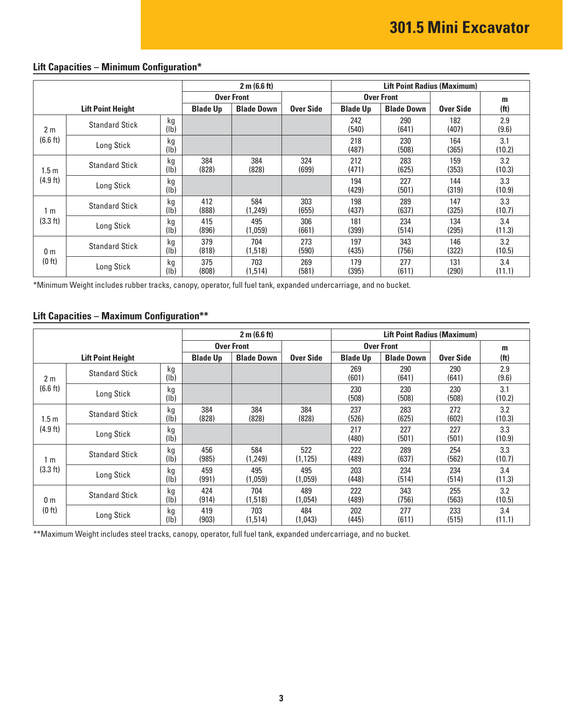## Lift Capacities – Minimum Configuration*

| Lift Point Height | | | 2 m (6.6 ft) | | | Lift Point Radius (Maximum) | | | |
|---|---|---|---|---|---|---|---|---|---|
| | | | Over Front | | | Over Front | | | m |
| | | | Blade Up | Blade Down | Over Side | Blade Up | Blade Down | Over Side | (ft) |
| 2 m (6.6 ft) | Standard Stick | kg (lb) | | | | 242 (540) | 290 (641) | 182 (407) | 2.9 (9.6) |
| | Long Stick | kg (lb) | | | | 218 (487) | 230 (508) | 164 (365) | 3.1 (10.2) |
| 1.5 m (4.9 ft) | Standard Stick | kg (lb) | 384 (828) | 384 (828) | 324 (699) | 212 (471) | 283 (625) | 159 (353) | 3.2 (10.3) |
| | Long Stick | kg (lb) | | | | 194 (429) | 227 (501) | 144 (319) | 3.3 (10.9) |
| 1 m (3.3 ft) | Standard Stick | kg (lb) | 412 (888) | 584 (1,249) | 303 (655) | 198 (437) | 289 (637) | 147 (325) | 3.3 (10.7) |
| | Long Stick | kg (lb) | 415 (896) | 495 (1,059) | 306 (661) | 181 (399) | 234 (514) | 134 (295) | 3.4 (11.3) |
| 0 m (0 ft) | Standard Stick | kg (lb) | 379 (818) | 704 (1,518) | 273 (590) | 197 (435) | 343 (756) | 146 (322) | 3.2 (10.5) |
| | Long Stick | kg (lb) | 375 (808) | 703 (1,514) | 269 (581) | 179 (395) | 277 (611) | 131 (290) | 3.4 (11.1) |

*Minimum Weight includes rubber tracks, canopy, operator, full fuel tank, expanded undercarriage, and no bucket.

## Lift Capacities – Maximum Configuration**

| Lift Point Height | | | 2 m (6.6 ft) | | | Lift Point Radius (Maximum) | | | |
|---|---|---|---|---|---|---|---|---|---|
| | | | Over Front | | | Over Front | | | m |
| | | | Blade Up | Blade Down | Over Side | Blade Up | Blade Down | Over Side | (ft) |
| 2 m (6.6 ft) | Standard Stick | kg (lb) | | | | 269 (601) | 290 (641) | 290 (641) | 2.9 (9.6) |
| | Long Stick | kg (lb) | | | | 230 (508) | 230 (508) | 230 (508) | 3.1 (10.2) |
| 1.5 m (4.9 ft) | Standard Stick | kg (lb) | 384 (828) | 384 (828) | 384 (828) | 237 (526) | 283 (625) | 272 (602) | 3.2 (10.3) |
| | Long Stick | kg (lb) | | | | 217 (480) | 227 (501) | 227 (501) | 3.3 (10.9) |
| 1 m (3.3 ft) | Standard Stick | kg (lb) | 456 (985) | 584 (1,249) | 522 (1,125) | 222 (489) | 289 (637) | 254 (562) | 3.3 (10.7) |
| | Long Stick | kg (lb) | 459 (991) | 495 (1,059) | 495 (1,059) | 203 (448) | 234 (514) | 234 (514) | 3.4 (11.3) |
| 0 m (0 ft) | Standard Stick | kg (lb) | 424 (914) | 704 (1,518) | 489 (1,054) | 222 (489) | 343 (756) | 255 (563) | 3.2 (10.5) |
| | Long Stick | kg (lb) | 419 (903) | 703 (1,514) | 484 (1,043) | 202 (445) | 277 (611) | 233 (515) | 3.4 (11.1) |

**Maximum Weight includes steel tracks, canopy, operator, full fuel tank, expanded undercarriage, and no bucket.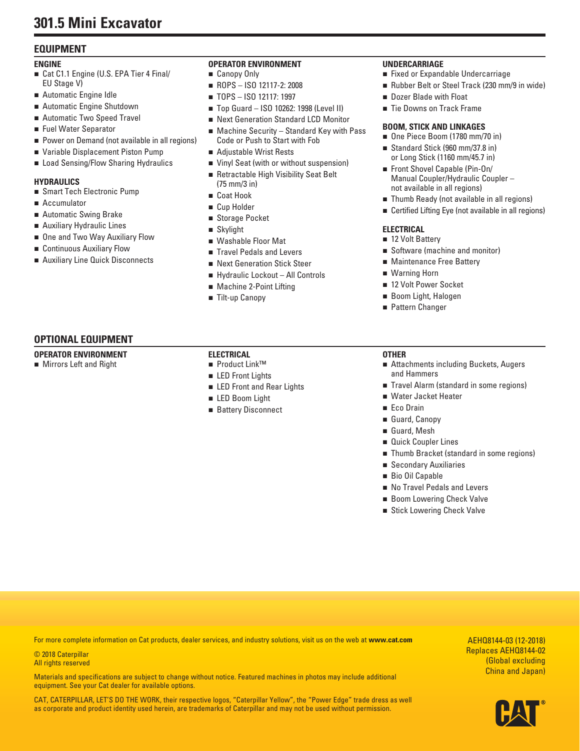# 301.5 Mini Excavator

## EQUIPMENT

### ENGINE
- Cat C1.1 Engine (U.S. EPA Tier 4 Final/ EU Stage V)
- Automatic Engine Idle
- Automatic Engine Shutdown
- Automatic Two Speed Travel
- Fuel Water Separator
- Power on Demand (not available in all regions)
- Variable Displacement Piston Pump
- Load Sensing/Flow Sharing Hydraulics

### HYDRAULICS
- Smart Tech Electronic Pump
- Accumulator
- Automatic Swing Brake
- Auxiliary Hydraulic Lines
- One and Two Way Auxiliary Flow
- Continuous Auxiliary Flow
- Auxiliary Line Quick Disconnects

### OPERATOR ENVIRONMENT
- Canopy Only
- ROPS – ISO 12117-2: 2008
- TOPS – ISO 12117: 1997
- Top Guard – ISO 10262: 1998 (Level II)
- Next Generation Standard LCD Monitor
- Machine Security – Standard Key with Pass Code or Push to Start with Fob
- Adjustable Wrist Rests
- Vinyl Seat (with or without suspension)
- Retractable High Visibility Seat Belt (75 mm/3 in)
- Coat Hook
- Cup Holder
- Storage Pocket
- Skylight
- Washable Floor Mat
- Travel Pedals and Levers
- Next Generation Stick Steer
- Hydraulic Lockout – All Controls
- Machine 2-Point Lifting
- Tilt-up Canopy

### UNDERCARRIAGE
- Fixed or Expandable Undercarriage
- Rubber Belt or Steel Track (230 mm/9 in wide)
- Dozer Blade with Float
- Tie Downs on Track Frame

### BOOM, STICK AND LINKAGES
- One Piece Boom (1780 mm/70 in)
- Standard Stick (960 mm/37.8 in) or Long Stick (1160 mm/45.7 in)
- Front Shovel Capable (Pin-On/ Manual Coupler/Hydraulic Coupler – not available in all regions)
- Thumb Ready (not available in all regions)
- Certified Lifting Eye (not available in all regions)

### ELECTRICAL
- 12 Volt Battery
- Software (machine and monitor)
- Maintenance Free Battery
- Warning Horn
- 12 Volt Power Socket
- Boom Light, Halogen
- Pattern Changer

## OPTIONAL EQUIPMENT

### OPERATOR ENVIRONMENT
- Mirrors Left and Right

### ELECTRICAL
- Product Link™
- LED Front Lights
- LED Front and Rear Lights
- LED Boom Light
- Battery Disconnect

### OTHER
- Attachments including Buckets, Augers and Hammers
- Travel Alarm (standard in some regions)
- Water Jacket Heater
- Eco Drain
- Guard, Canopy
- Guard, Mesh
- Quick Coupler Lines
- Thumb Bracket (standard in some regions)
- Secondary Auxiliaries
- Bio Oil Capable
- No Travel Pedals and Levers
- Boom Lowering Check Valve
- Stick Lowering Check Valve

For more complete information on Cat products, dealer services, and industry solutions, visit us on the web at **www.cat.com**

© 2018 Caterpillar
All rights reserved

Materials and specifications are subject to change without notice. Featured machines in photos may include additional equipment. See your Cat dealer for available options.

CAT, CATERPILLAR, LET'S DO THE WORK, their respective logos, "Caterpillar Yellow", the "Power Edge" trade dress as well as corporate and product identity used herein, are trademarks of Caterpillar and may not be used without permission.

AEHQ8144-03 (12-2018)
Replaces AEHQ8144-02
(Global excluding China and Japan)